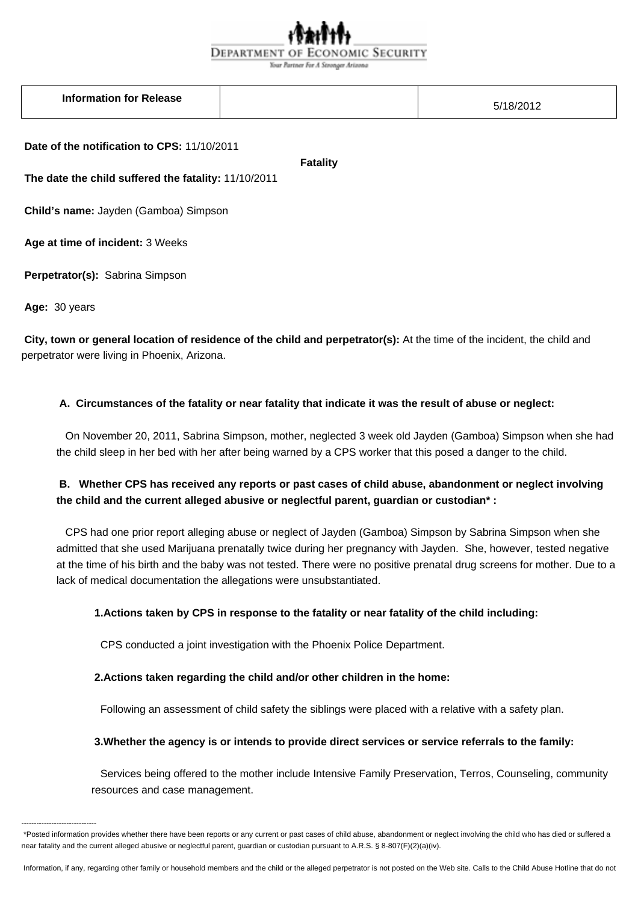DEPARTMENT OF ECONOMIC SECURITY

Your Partner For A Stronger Arizona

| Information for Release | | 5/18/2012 |
|---|---|---|

**Date of the notification to CPS:** 11/10/2011

**Fatality**

**The date the child suffered the fatality:** 11/10/2011

**Child's name:** Jayden (Gamboa) Simpson

**Age at time of incident:** 3 Weeks

**Perpetrator(s):** Sabrina Simpson

**Age:** 30 years

**City, town or general location of residence of the child and perpetrator(s):** At the time of the incident, the child and perpetrator were living in Phoenix, Arizona.

**A. Circumstances of the fatality or near fatality that indicate it was the result of abuse or neglect:**

On November 20, 2011, Sabrina Simpson, mother, neglected 3 week old Jayden (Gamboa) Simpson when she had the child sleep in her bed with her after being warned by a CPS worker that this posed a danger to the child.

**B. Whether CPS has received any reports or past cases of child abuse, abandonment or neglect involving the child and the current alleged abusive or neglectful parent, guardian or custodian* :**

CPS had one prior report alleging abuse or neglect of Jayden (Gamboa) Simpson by Sabrina Simpson when she admitted that she used Marijuana prenatally twice during her pregnancy with Jayden. She, however, tested negative at the time of his birth and the baby was not tested. There were no positive prenatal drug screens for mother. Due to a lack of medical documentation the allegations were unsubstantiated.

**1.Actions taken by CPS in response to the fatality or near fatality of the child including:**

CPS conducted a joint investigation with the Phoenix Police Department.

**2.Actions taken regarding the child and/or other children in the home:**

Following an assessment of child safety the siblings were placed with a relative with a safety plan.

**3.Whether the agency is or intends to provide direct services or service referrals to the family:**

Services being offered to the mother include Intensive Family Preservation, Terros, Counseling, community resources and case management.

------------------------------

*Posted information provides whether there have been reports or any current or past cases of child abuse, abandonment or neglect involving the child who has died or suffered a near fatality and the current alleged abusive or neglectful parent, guardian or custodian pursuant to A.R.S. § 8-807(F)(2)(a)(iv).

Information, if any, regarding other family or household members and the child or the alleged perpetrator is not posted on the Web site. Calls to the Child Abuse Hotline that do not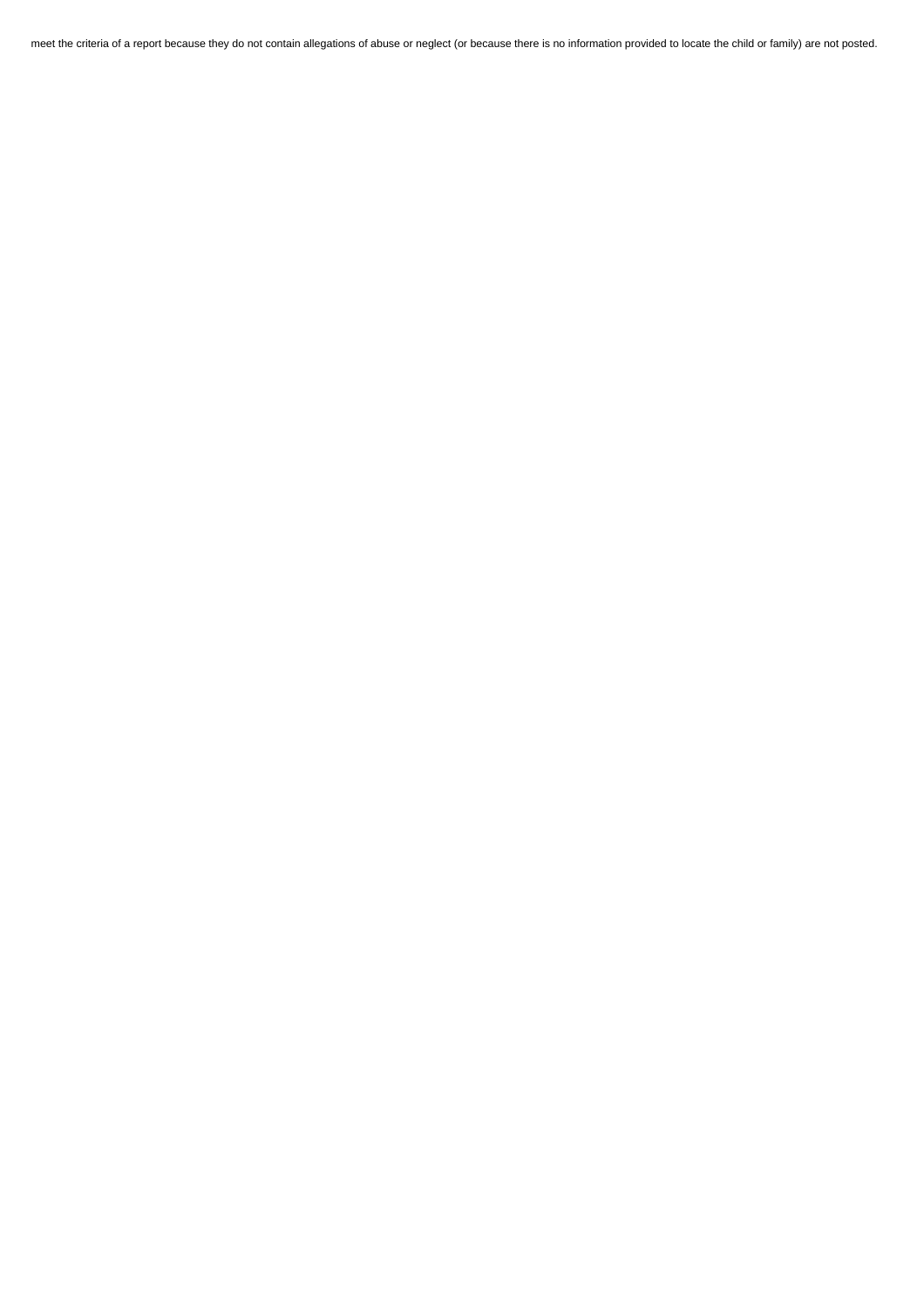meet the criteria of a report because they do not contain allegations of abuse or neglect (or because there is no information provided to locate the child or family) are not posted.